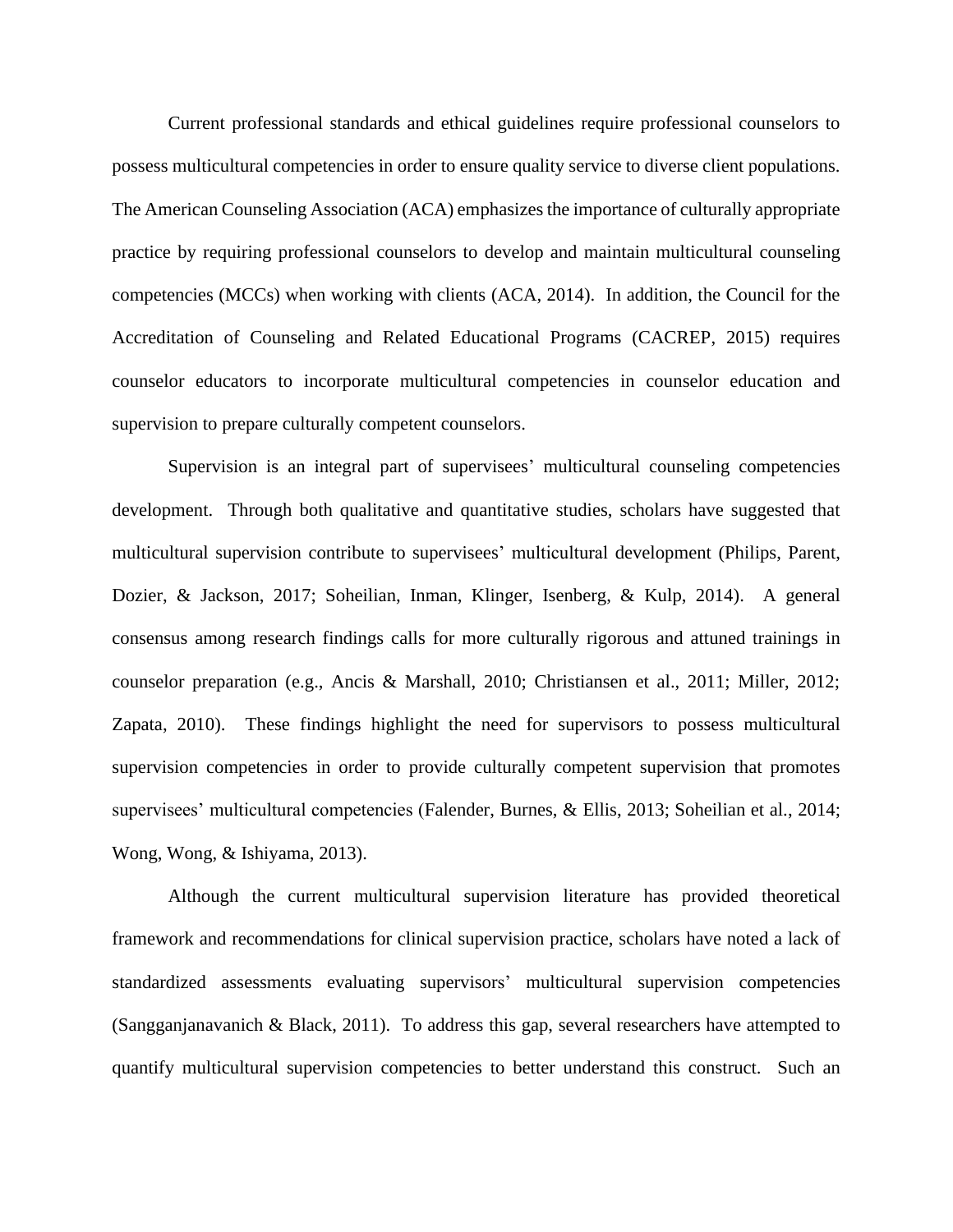Current professional standards and ethical guidelines require professional counselors to possess multicultural competencies in order to ensure quality service to diverse client populations. The American Counseling Association (ACA) emphasizes the importance of culturally appropriate practice by requiring professional counselors to develop and maintain multicultural counseling competencies (MCCs) when working with clients (ACA, 2014). In addition, the Council for the Accreditation of Counseling and Related Educational Programs (CACREP, 2015) requires counselor educators to incorporate multicultural competencies in counselor education and supervision to prepare culturally competent counselors.

Supervision is an integral part of supervisees' multicultural counseling competencies development. Through both qualitative and quantitative studies, scholars have suggested that multicultural supervision contribute to supervisees' multicultural development (Philips, Parent, Dozier, & Jackson, 2017; Soheilian, Inman, Klinger, Isenberg, & Kulp, 2014). A general consensus among research findings calls for more culturally rigorous and attuned trainings in counselor preparation (e.g., Ancis & Marshall, 2010; Christiansen et al., 2011; Miller, 2012; Zapata, 2010). These findings highlight the need for supervisors to possess multicultural supervision competencies in order to provide culturally competent supervision that promotes supervisees' multicultural competencies (Falender, Burnes, & Ellis, 2013; Soheilian et al., 2014; Wong, Wong, & Ishiyama, 2013).

Although the current multicultural supervision literature has provided theoretical framework and recommendations for clinical supervision practice, scholars have noted a lack of standardized assessments evaluating supervisors' multicultural supervision competencies (Sangganjanavanich & Black, 2011). To address this gap, several researchers have attempted to quantify multicultural supervision competencies to better understand this construct. Such an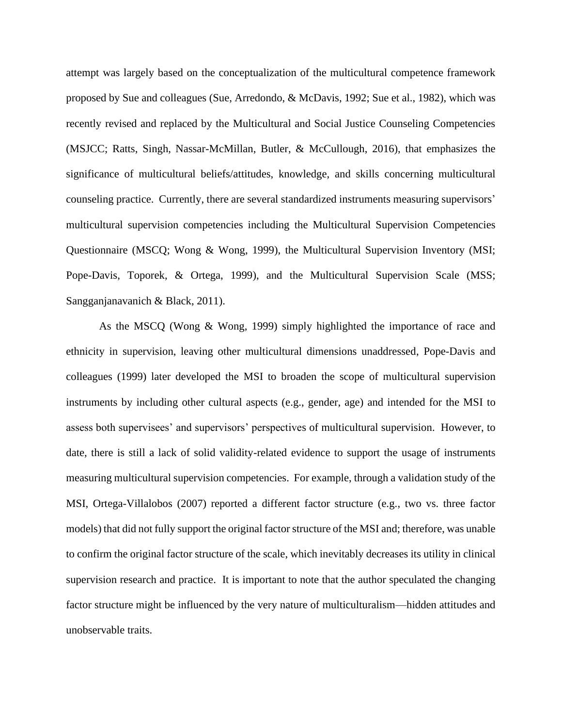attempt was largely based on the conceptualization of the multicultural competence framework proposed by Sue and colleagues (Sue, Arredondo, & McDavis, 1992; Sue et al., 1982), which was recently revised and replaced by the Multicultural and Social Justice Counseling Competencies (MSJCC; Ratts, Singh, Nassar-McMillan, Butler, & McCullough, 2016), that emphasizes the significance of multicultural beliefs/attitudes, knowledge, and skills concerning multicultural counseling practice. Currently, there are several standardized instruments measuring supervisors' multicultural supervision competencies including the Multicultural Supervision Competencies Questionnaire (MSCQ; Wong & Wong, 1999), the Multicultural Supervision Inventory (MSI; Pope-Davis, Toporek, & Ortega, 1999), and the Multicultural Supervision Scale (MSS; Sangganjanavanich & Black, 2011).

As the MSCQ (Wong & Wong, 1999) simply highlighted the importance of race and ethnicity in supervision, leaving other multicultural dimensions unaddressed, Pope-Davis and colleagues (1999) later developed the MSI to broaden the scope of multicultural supervision instruments by including other cultural aspects (e.g., gender, age) and intended for the MSI to assess both supervisees' and supervisors' perspectives of multicultural supervision. However, to date, there is still a lack of solid validity-related evidence to support the usage of instruments measuring multicultural supervision competencies. For example, through a validation study of the MSI, Ortega-Villalobos (2007) reported a different factor structure (e.g., two vs. three factor models) that did not fully support the original factor structure of the MSI and; therefore, was unable to confirm the original factor structure of the scale, which inevitably decreases its utility in clinical supervision research and practice. It is important to note that the author speculated the changing factor structure might be influenced by the very nature of multiculturalism—hidden attitudes and unobservable traits.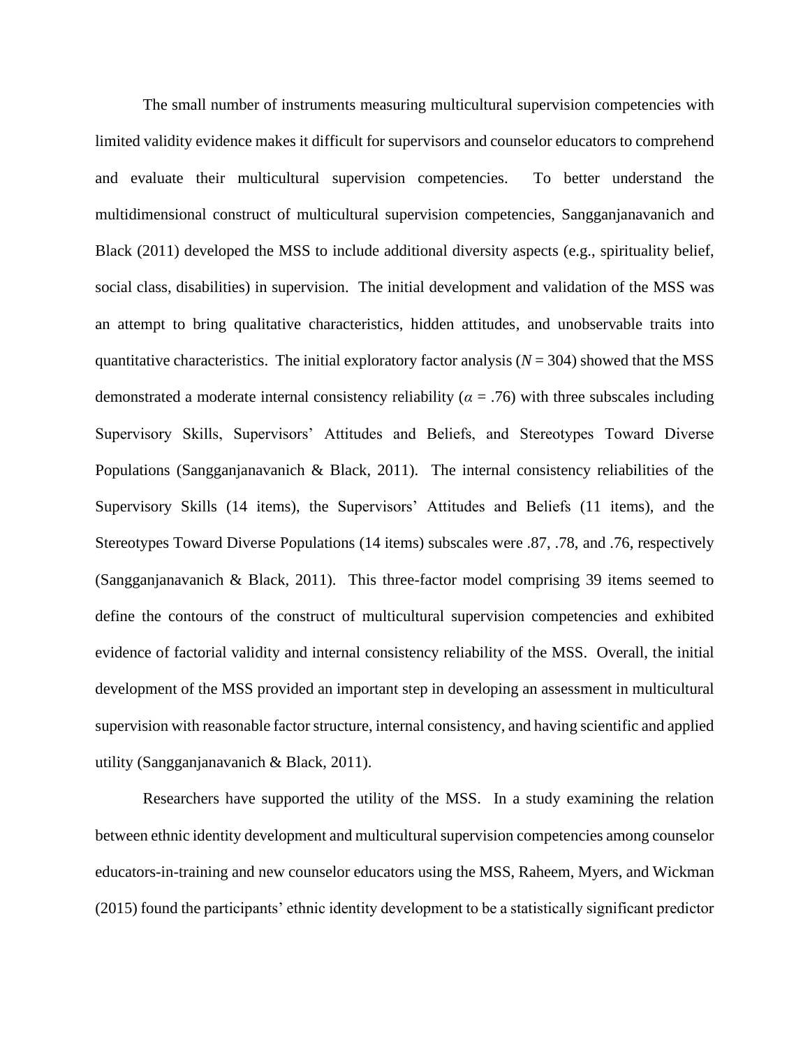The small number of instruments measuring multicultural supervision competencies with limited validity evidence makes it difficult for supervisors and counselor educators to comprehend and evaluate their multicultural supervision competencies. To better understand the multidimensional construct of multicultural supervision competencies, Sangganjanavanich and Black (2011) developed the MSS to include additional diversity aspects (e.g., spirituality belief, social class, disabilities) in supervision. The initial development and validation of the MSS was an attempt to bring qualitative characteristics, hidden attitudes, and unobservable traits into quantitative characteristics. The initial exploratory factor analysis ($N = 304$) showed that the MSS demonstrated a moderate internal consistency reliability ($\alpha = .76$) with three subscales including Supervisory Skills, Supervisors' Attitudes and Beliefs, and Stereotypes Toward Diverse Populations (Sangganjanavanich & Black, 2011). The internal consistency reliabilities of the Supervisory Skills (14 items), the Supervisors' Attitudes and Beliefs (11 items), and the Stereotypes Toward Diverse Populations (14 items) subscales were .87, .78, and .76, respectively (Sangganjanavanich & Black, 2011). This three-factor model comprising 39 items seemed to define the contours of the construct of multicultural supervision competencies and exhibited evidence of factorial validity and internal consistency reliability of the MSS. Overall, the initial development of the MSS provided an important step in developing an assessment in multicultural supervision with reasonable factor structure, internal consistency, and having scientific and applied utility (Sangganjanavanich & Black, 2011).

Researchers have supported the utility of the MSS. In a study examining the relation between ethnic identity development and multicultural supervision competencies among counselor educators-in-training and new counselor educators using the MSS, Raheem, Myers, and Wickman (2015) found the participants' ethnic identity development to be a statistically significant predictor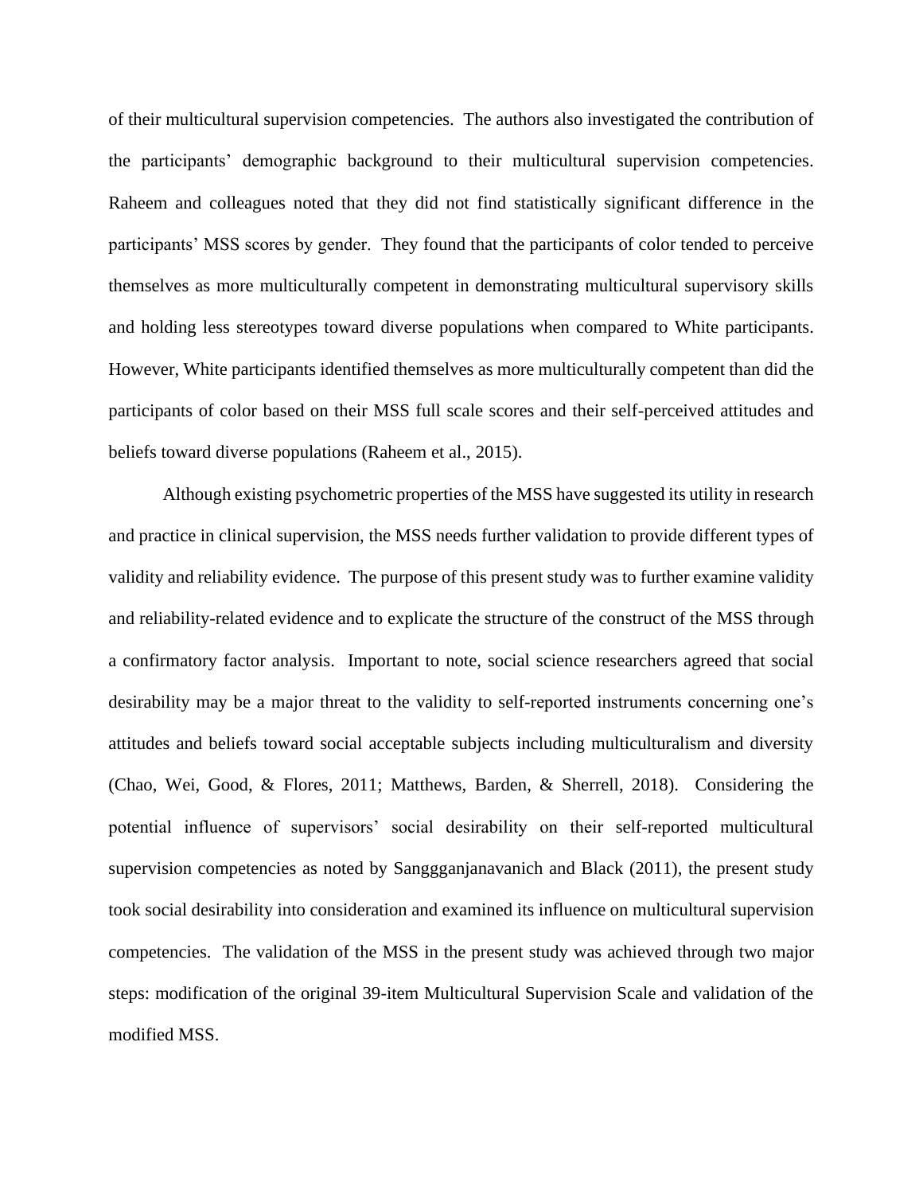of their multicultural supervision competencies. The authors also investigated the contribution of the participants' demographic background to their multicultural supervision competencies. Raheem and colleagues noted that they did not find statistically significant difference in the participants' MSS scores by gender. They found that the participants of color tended to perceive themselves as more multiculturally competent in demonstrating multicultural supervisory skills and holding less stereotypes toward diverse populations when compared to White participants. However, White participants identified themselves as more multiculturally competent than did the participants of color based on their MSS full scale scores and their self-perceived attitudes and beliefs toward diverse populations (Raheem et al., 2015).

Although existing psychometric properties of the MSS have suggested its utility in research and practice in clinical supervision, the MSS needs further validation to provide different types of validity and reliability evidence. The purpose of this present study was to further examine validity and reliability-related evidence and to explicate the structure of the construct of the MSS through a confirmatory factor analysis. Important to note, social science researchers agreed that social desirability may be a major threat to the validity to self-reported instruments concerning one's attitudes and beliefs toward social acceptable subjects including multiculturalism and diversity (Chao, Wei, Good, & Flores, 2011; Matthews, Barden, & Sherrell, 2018). Considering the potential influence of supervisors' social desirability on their self-reported multicultural supervision competencies as noted by Sanggganjanavanich and Black (2011), the present study took social desirability into consideration and examined its influence on multicultural supervision competencies. The validation of the MSS in the present study was achieved through two major steps: modification of the original 39-item Multicultural Supervision Scale and validation of the modified MSS.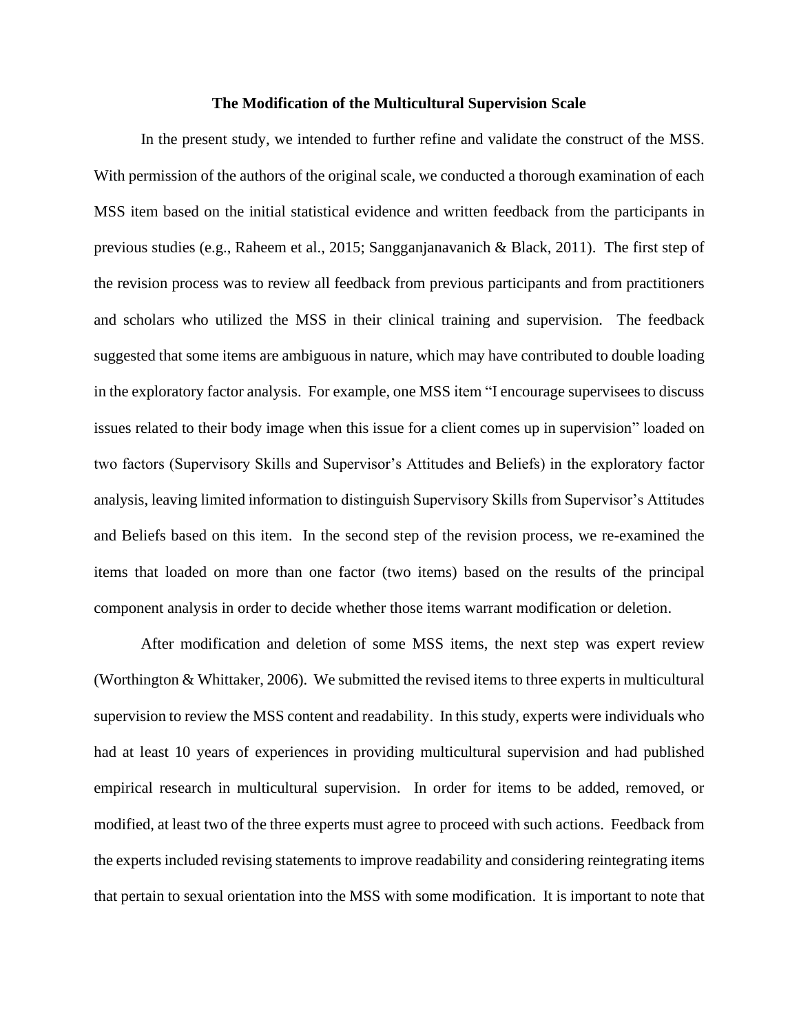## The Modification of the Multicultural Supervision Scale

In the present study, we intended to further refine and validate the construct of the MSS. With permission of the authors of the original scale, we conducted a thorough examination of each MSS item based on the initial statistical evidence and written feedback from the participants in previous studies (e.g., Raheem et al., 2015; Sangganjanavanich & Black, 2011). The first step of the revision process was to review all feedback from previous participants and from practitioners and scholars who utilized the MSS in their clinical training and supervision. The feedback suggested that some items are ambiguous in nature, which may have contributed to double loading in the exploratory factor analysis. For example, one MSS item "I encourage supervisees to discuss issues related to their body image when this issue for a client comes up in supervision" loaded on two factors (Supervisory Skills and Supervisor's Attitudes and Beliefs) in the exploratory factor analysis, leaving limited information to distinguish Supervisory Skills from Supervisor's Attitudes and Beliefs based on this item. In the second step of the revision process, we re-examined the items that loaded on more than one factor (two items) based on the results of the principal component analysis in order to decide whether those items warrant modification or deletion.

After modification and deletion of some MSS items, the next step was expert review (Worthington & Whittaker, 2006). We submitted the revised items to three experts in multicultural supervision to review the MSS content and readability. In this study, experts were individuals who had at least 10 years of experiences in providing multicultural supervision and had published empirical research in multicultural supervision. In order for items to be added, removed, or modified, at least two of the three experts must agree to proceed with such actions. Feedback from the experts included revising statements to improve readability and considering reintegrating items that pertain to sexual orientation into the MSS with some modification. It is important to note that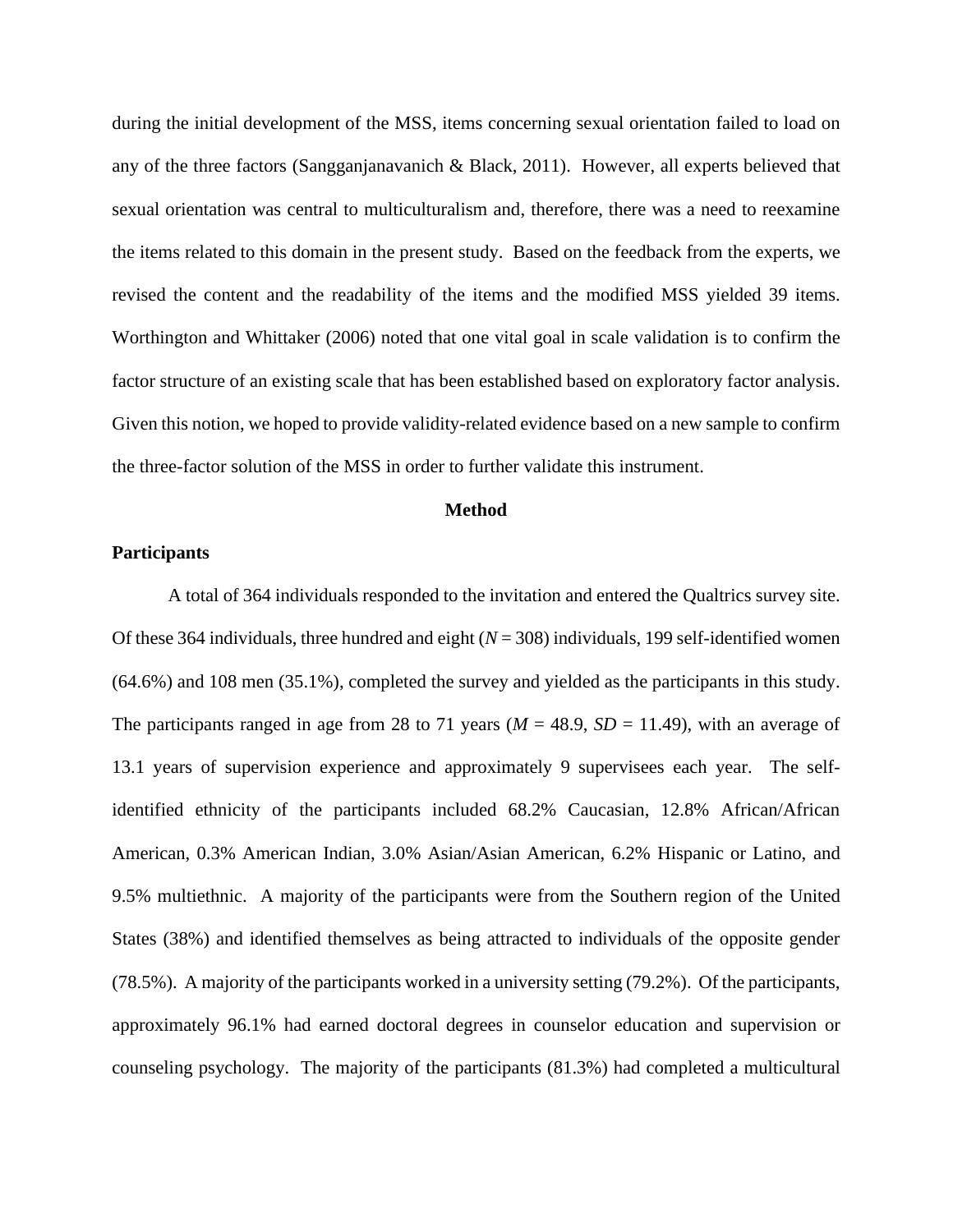during the initial development of the MSS, items concerning sexual orientation failed to load on any of the three factors (Sangganjanavanich & Black, 2011). However, all experts believed that sexual orientation was central to multiculturalism and, therefore, there was a need to reexamine the items related to this domain in the present study. Based on the feedback from the experts, we revised the content and the readability of the items and the modified MSS yielded 39 items. Worthington and Whittaker (2006) noted that one vital goal in scale validation is to confirm the factor structure of an existing scale that has been established based on exploratory factor analysis. Given this notion, we hoped to provide validity-related evidence based on a new sample to confirm the three-factor solution of the MSS in order to further validate this instrument.

## Method

### Participants

A total of 364 individuals responded to the invitation and entered the Qualtrics survey site. Of these 364 individuals, three hundred and eight ($N$ = 308) individuals, 199 self-identified women (64.6%) and 108 men (35.1%), completed the survey and yielded as the participants in this study. The participants ranged in age from 28 to 71 years ($M$ = 48.9, $SD$ = 11.49), with an average of 13.1 years of supervision experience and approximately 9 supervisees each year. The self-identified ethnicity of the participants included 68.2% Caucasian, 12.8% African/African American, 0.3% American Indian, 3.0% Asian/Asian American, 6.2% Hispanic or Latino, and 9.5% multiethnic. A majority of the participants were from the Southern region of the United States (38%) and identified themselves as being attracted to individuals of the opposite gender (78.5%). A majority of the participants worked in a university setting (79.2%). Of the participants, approximately 96.1% had earned doctoral degrees in counselor education and supervision or counseling psychology. The majority of the participants (81.3%) had completed a multicultural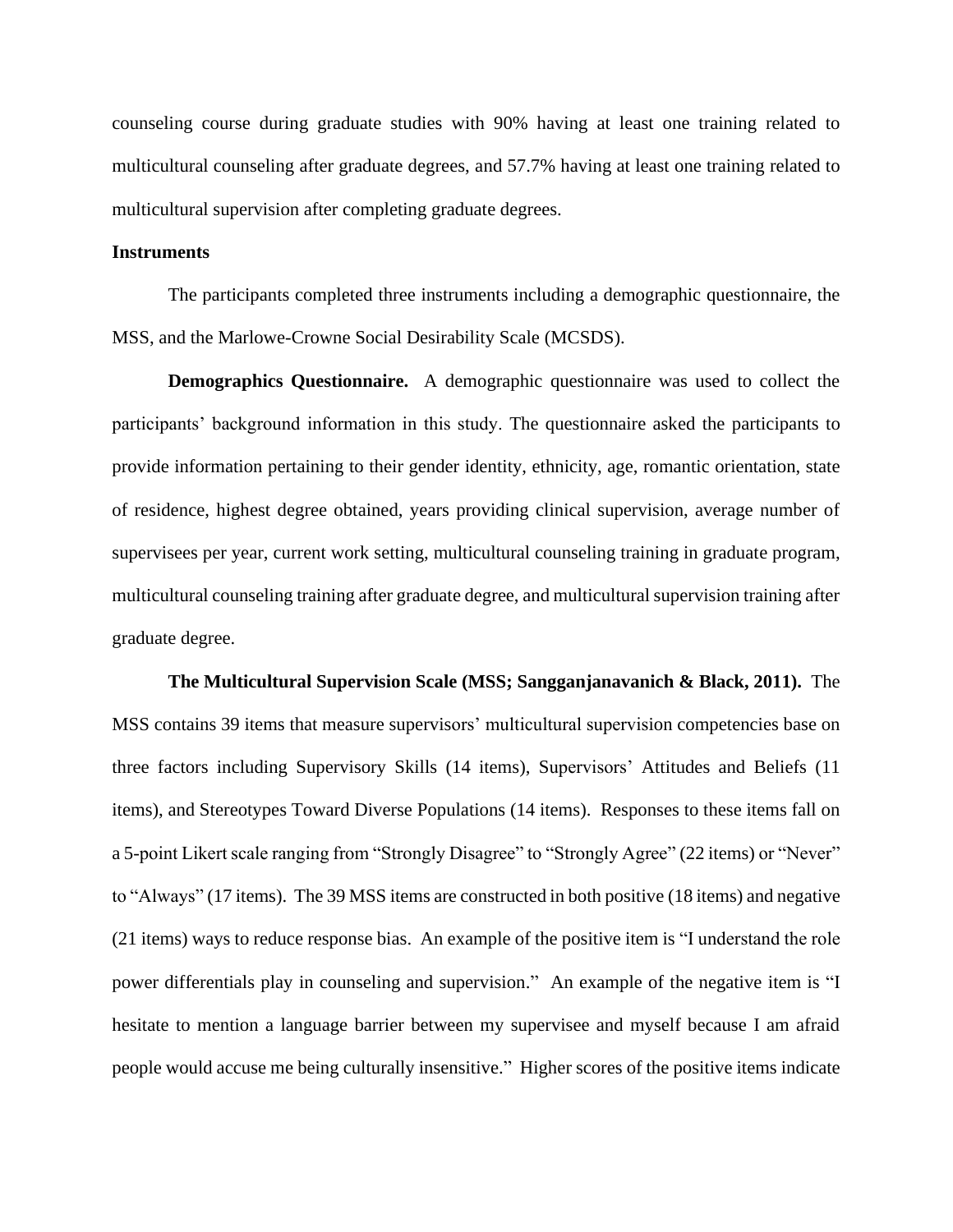counseling course during graduate studies with 90% having at least one training related to multicultural counseling after graduate degrees, and 57.7% having at least one training related to multicultural supervision after completing graduate degrees.

**Instruments**

The participants completed three instruments including a demographic questionnaire, the MSS, and the Marlowe-Crowne Social Desirability Scale (MCSDS).

**Demographics Questionnaire.** A demographic questionnaire was used to collect the participants' background information in this study. The questionnaire asked the participants to provide information pertaining to their gender identity, ethnicity, age, romantic orientation, state of residence, highest degree obtained, years providing clinical supervision, average number of supervisees per year, current work setting, multicultural counseling training in graduate program, multicultural counseling training after graduate degree, and multicultural supervision training after graduate degree.

**The Multicultural Supervision Scale (MSS; Sangganjanavanich & Black, 2011).** The MSS contains 39 items that measure supervisors' multicultural supervision competencies base on three factors including Supervisory Skills (14 items), Supervisors' Attitudes and Beliefs (11 items), and Stereotypes Toward Diverse Populations (14 items). Responses to these items fall on a 5-point Likert scale ranging from "Strongly Disagree" to "Strongly Agree" (22 items) or "Never" to "Always" (17 items). The 39 MSS items are constructed in both positive (18 items) and negative (21 items) ways to reduce response bias. An example of the positive item is "I understand the role power differentials play in counseling and supervision." An example of the negative item is "I hesitate to mention a language barrier between my supervisee and myself because I am afraid people would accuse me being culturally insensitive." Higher scores of the positive items indicate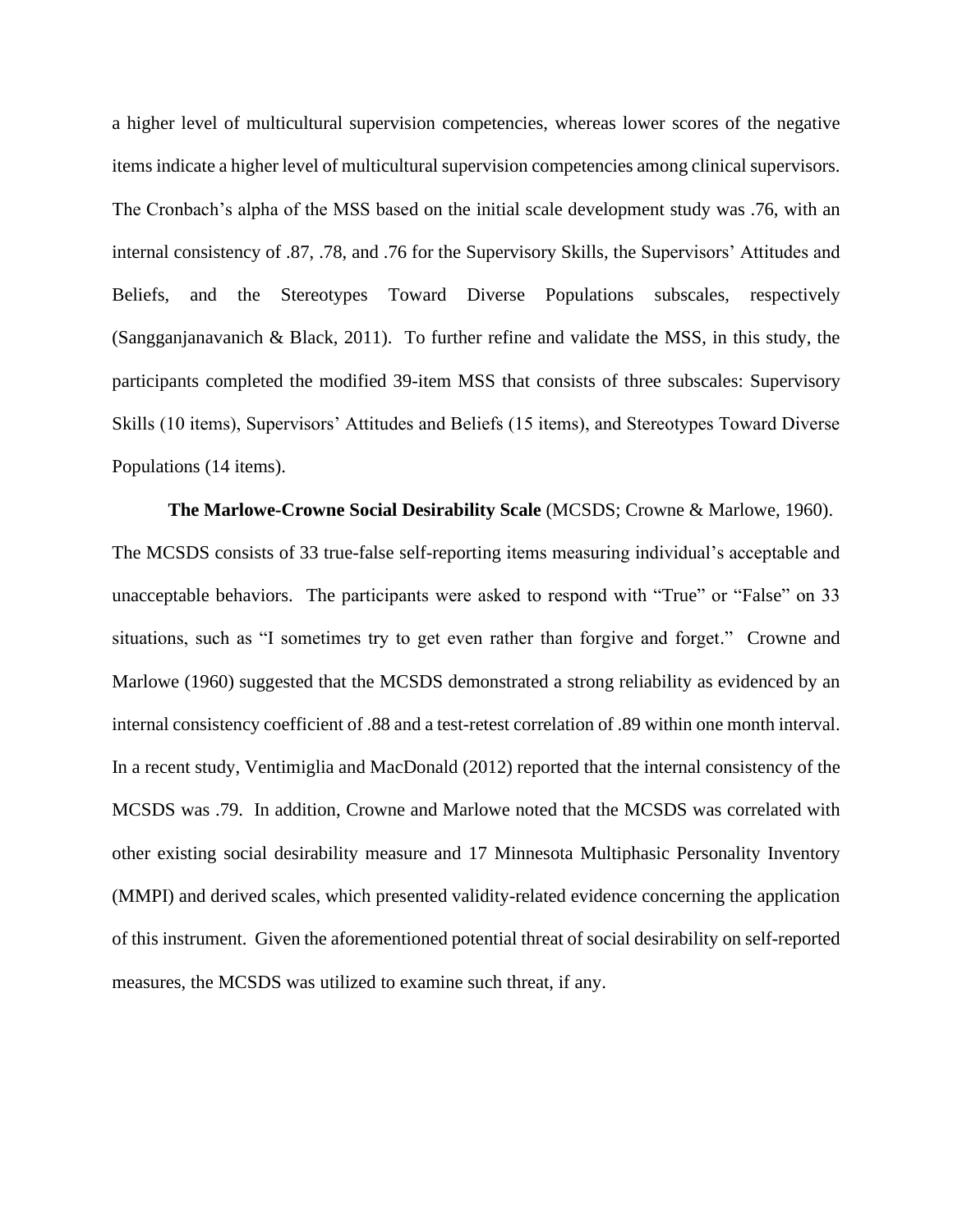a higher level of multicultural supervision competencies, whereas lower scores of the negative items indicate a higher level of multicultural supervision competencies among clinical supervisors. The Cronbach's alpha of the MSS based on the initial scale development study was .76, with an internal consistency of .87, .78, and .76 for the Supervisory Skills, the Supervisors' Attitudes and Beliefs, and the Stereotypes Toward Diverse Populations subscales, respectively (Sangganjanavanich & Black, 2011). To further refine and validate the MSS, in this study, the participants completed the modified 39-item MSS that consists of three subscales: Supervisory Skills (10 items), Supervisors' Attitudes and Beliefs (15 items), and Stereotypes Toward Diverse Populations (14 items).

**The Marlowe-Crowne Social Desirability Scale** (MCSDS; Crowne & Marlowe, 1960). The MCSDS consists of 33 true-false self-reporting items measuring individual's acceptable and unacceptable behaviors. The participants were asked to respond with "True" or "False" on 33 situations, such as "I sometimes try to get even rather than forgive and forget." Crowne and Marlowe (1960) suggested that the MCSDS demonstrated a strong reliability as evidenced by an internal consistency coefficient of .88 and a test-retest correlation of .89 within one month interval. In a recent study, Ventimiglia and MacDonald (2012) reported that the internal consistency of the MCSDS was .79. In addition, Crowne and Marlowe noted that the MCSDS was correlated with other existing social desirability measure and 17 Minnesota Multiphasic Personality Inventory (MMPI) and derived scales, which presented validity-related evidence concerning the application of this instrument. Given the aforementioned potential threat of social desirability on self-reported measures, the MCSDS was utilized to examine such threat, if any.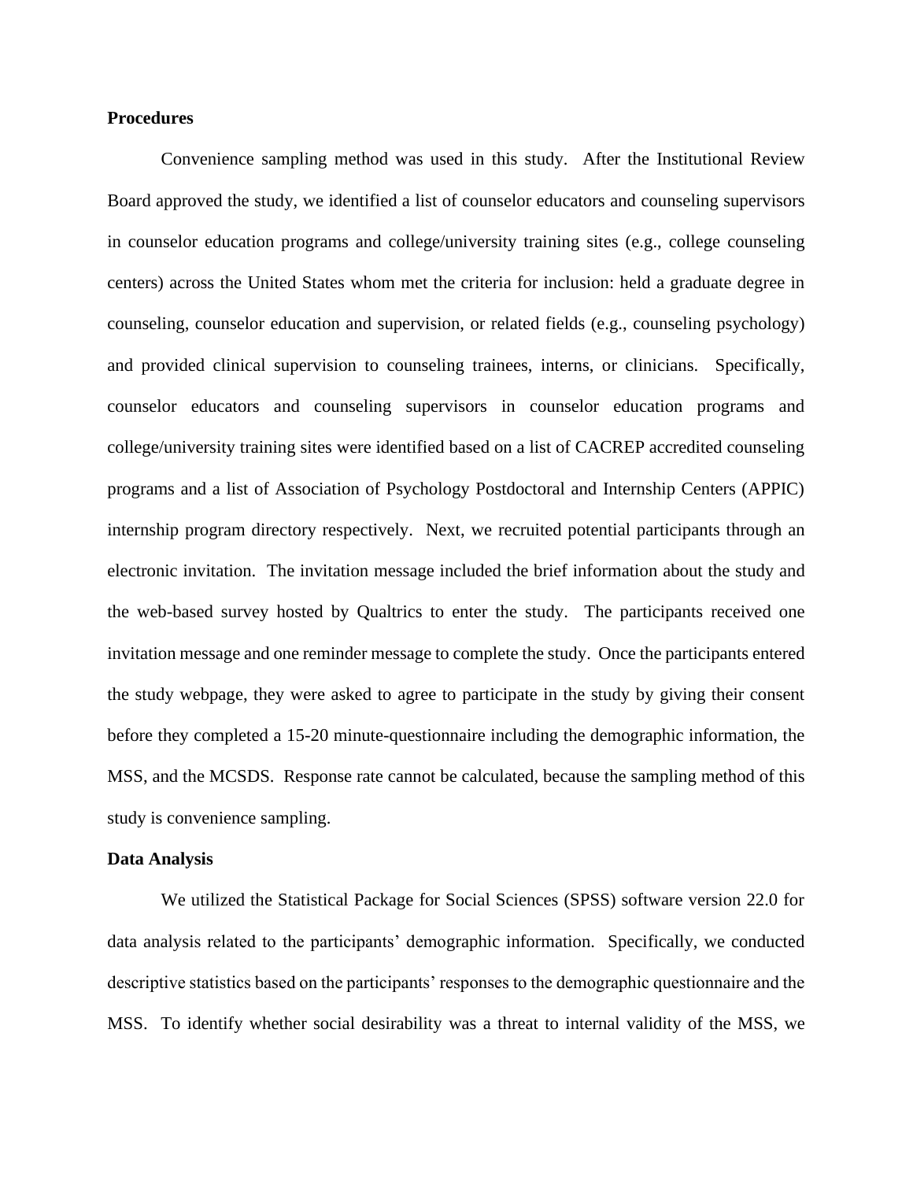**Procedures**

Convenience sampling method was used in this study. After the Institutional Review Board approved the study, we identified a list of counselor educators and counseling supervisors in counselor education programs and college/university training sites (e.g., college counseling centers) across the United States whom met the criteria for inclusion: held a graduate degree in counseling, counselor education and supervision, or related fields (e.g., counseling psychology) and provided clinical supervision to counseling trainees, interns, or clinicians. Specifically, counselor educators and counseling supervisors in counselor education programs and college/university training sites were identified based on a list of CACREP accredited counseling programs and a list of Association of Psychology Postdoctoral and Internship Centers (APPIC) internship program directory respectively. Next, we recruited potential participants through an electronic invitation. The invitation message included the brief information about the study and the web-based survey hosted by Qualtrics to enter the study. The participants received one invitation message and one reminder message to complete the study. Once the participants entered the study webpage, they were asked to agree to participate in the study by giving their consent before they completed a 15-20 minute-questionnaire including the demographic information, the MSS, and the MCSDS. Response rate cannot be calculated, because the sampling method of this study is convenience sampling.

**Data Analysis**

We utilized the Statistical Package for Social Sciences (SPSS) software version 22.0 for data analysis related to the participants' demographic information. Specifically, we conducted descriptive statistics based on the participants' responses to the demographic questionnaire and the MSS. To identify whether social desirability was a threat to internal validity of the MSS, we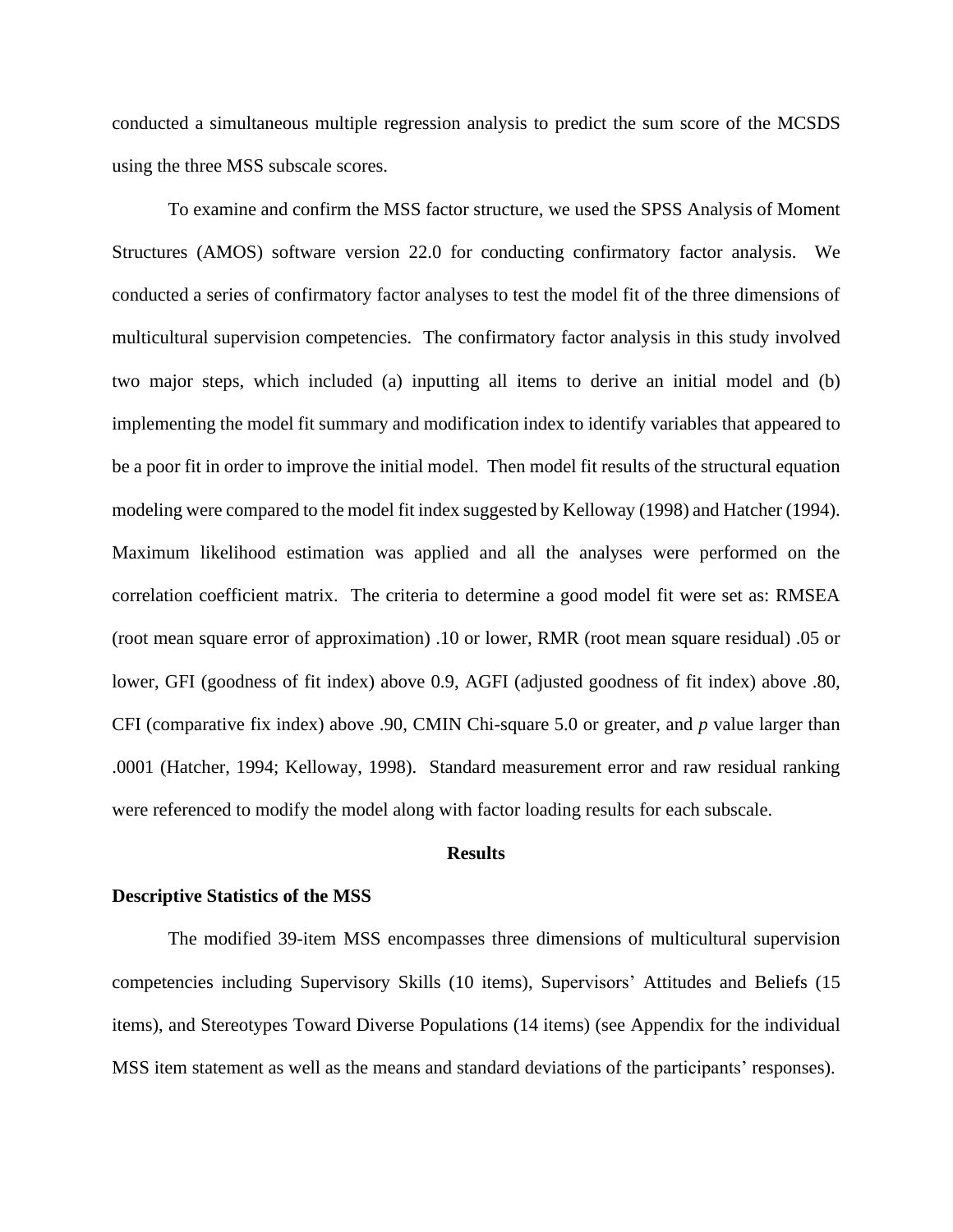conducted a simultaneous multiple regression analysis to predict the sum score of the MCSDS using the three MSS subscale scores.

To examine and confirm the MSS factor structure, we used the SPSS Analysis of Moment Structures (AMOS) software version 22.0 for conducting confirmatory factor analysis. We conducted a series of confirmatory factor analyses to test the model fit of the three dimensions of multicultural supervision competencies. The confirmatory factor analysis in this study involved two major steps, which included (a) inputting all items to derive an initial model and (b) implementing the model fit summary and modification index to identify variables that appeared to be a poor fit in order to improve the initial model. Then model fit results of the structural equation modeling were compared to the model fit index suggested by Kelloway (1998) and Hatcher (1994). Maximum likelihood estimation was applied and all the analyses were performed on the correlation coefficient matrix. The criteria to determine a good model fit were set as: RMSEA (root mean square error of approximation) .10 or lower, RMR (root mean square residual) .05 or lower, GFI (goodness of fit index) above 0.9, AGFI (adjusted goodness of fit index) above .80, CFI (comparative fix index) above .90, CMIN Chi-square 5.0 or greater, and *p* value larger than .0001 (Hatcher, 1994; Kelloway, 1998). Standard measurement error and raw residual ranking were referenced to modify the model along with factor loading results for each subscale.

## Results

### Descriptive Statistics of the MSS

The modified 39-item MSS encompasses three dimensions of multicultural supervision competencies including Supervisory Skills (10 items), Supervisors' Attitudes and Beliefs (15 items), and Stereotypes Toward Diverse Populations (14 items) (see Appendix for the individual MSS item statement as well as the means and standard deviations of the participants' responses).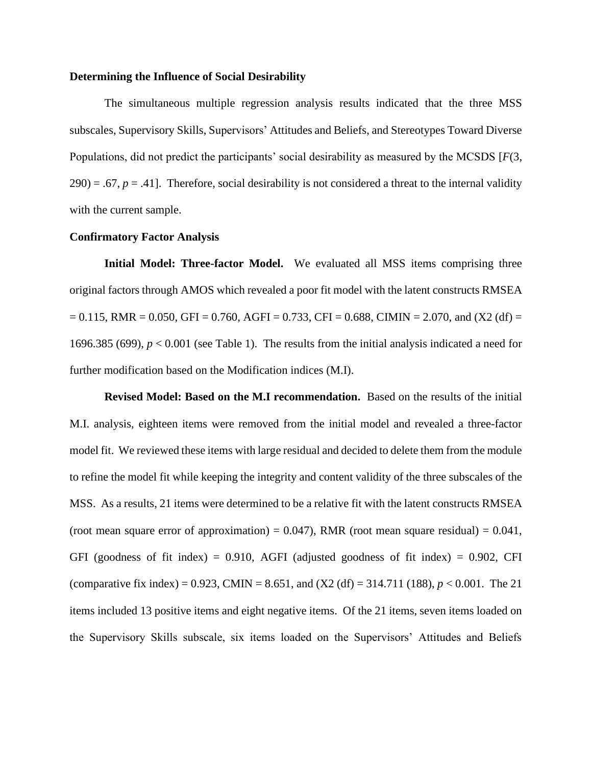**Determining the Influence of Social Desirability**

The simultaneous multiple regression analysis results indicated that the three MSS subscales, Supervisory Skills, Supervisors' Attitudes and Beliefs, and Stereotypes Toward Diverse Populations, did not predict the participants' social desirability as measured by the MCSDS [$F(3, 290) = .67$, $p = .41$]. Therefore, social desirability is not considered a threat to the internal validity with the current sample.

**Confirmatory Factor Analysis**

**Initial Model: Three-factor Model.** We evaluated all MSS items comprising three original factors through AMOS which revealed a poor fit model with the latent constructs RMSEA = 0.115, RMR = 0.050, GFI = 0.760, AGFI = 0.733, CFI = 0.688, CIMIN = 2.070, and (X2 (df) = 1696.385 (699), $p < 0.001$ (see Table 1). The results from the initial analysis indicated a need for further modification based on the Modification indices (M.I).

**Revised Model: Based on the M.I recommendation.** Based on the results of the initial M.I. analysis, eighteen items were removed from the initial model and revealed a three-factor model fit. We reviewed these items with large residual and decided to delete them from the module to refine the model fit while keeping the integrity and content validity of the three subscales of the MSS. As a results, 21 items were determined to be a relative fit with the latent constructs RMSEA (root mean square error of approximation) = 0.047), RMR (root mean square residual) = 0.041, GFI (goodness of fit index) = 0.910, AGFI (adjusted goodness of fit index) = 0.902, CFI (comparative fix index) = 0.923, CMIN = 8.651, and (X2 (df) = 314.711 (188), $p < 0.001$. The 21 items included 13 positive items and eight negative items. Of the 21 items, seven items loaded on the Supervisory Skills subscale, six items loaded on the Supervisors' Attitudes and Beliefs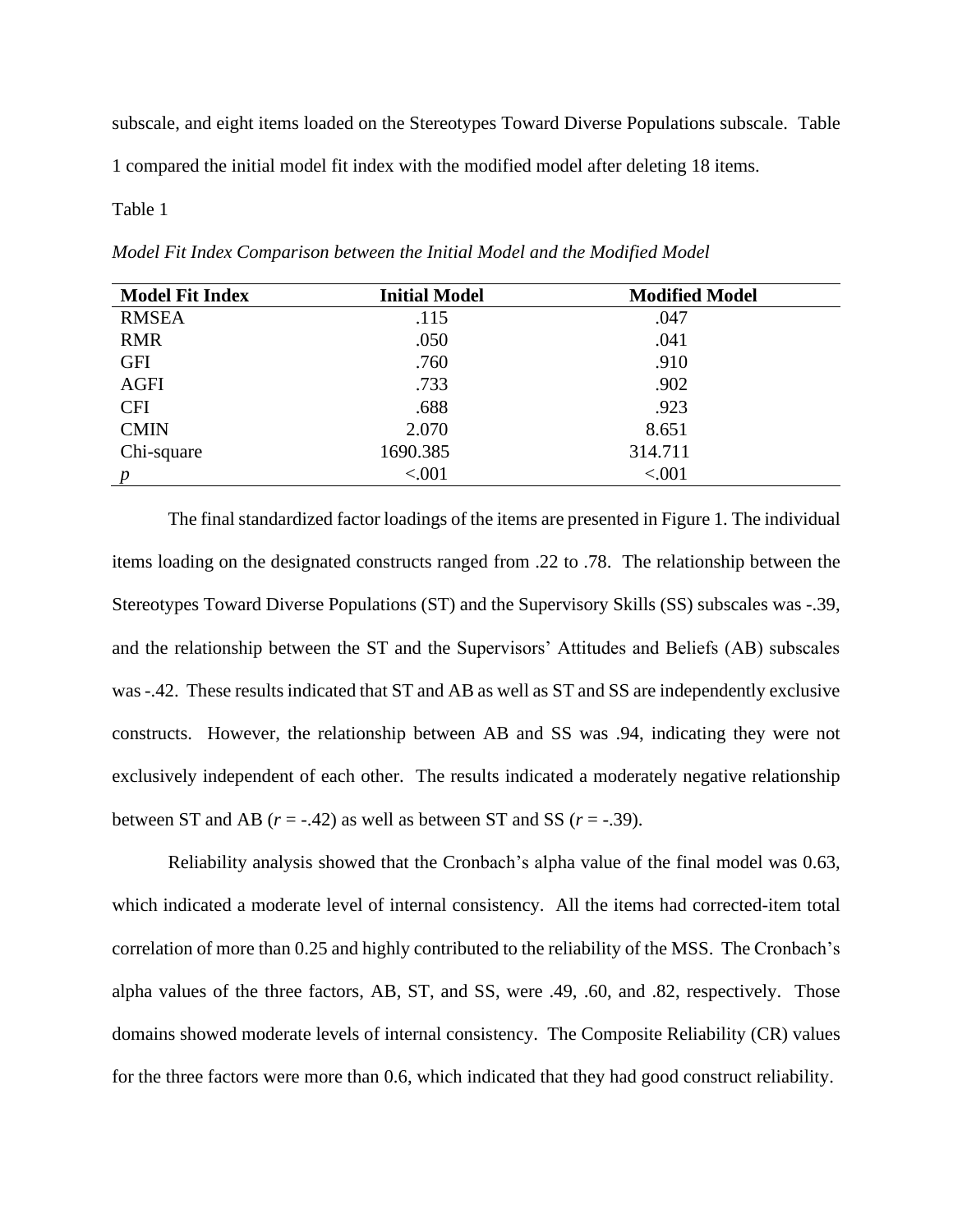subscale, and eight items loaded on the Stereotypes Toward Diverse Populations subscale. Table 1 compared the initial model fit index with the modified model after deleting 18 items.

Table 1

*Model Fit Index Comparison between the Initial Model and the Modified Model*

| Model Fit Index | Initial Model | Modified Model |
|---|---|---|
| RMSEA | .115 | .047 |
| RMR | .050 | .041 |
| GFI | .760 | .910 |
| AGFI | .733 | .902 |
| CFI | .688 | .923 |
| CMIN | 2.070 | 8.651 |
| Chi-square | 1690.385 | 314.711 |
| *p* | <.001 | <.001 |

The final standardized factor loadings of the items are presented in Figure 1. The individual items loading on the designated constructs ranged from .22 to .78. The relationship between the Stereotypes Toward Diverse Populations (ST) and the Supervisory Skills (SS) subscales was -.39, and the relationship between the ST and the Supervisors' Attitudes and Beliefs (AB) subscales was -.42. These results indicated that ST and AB as well as ST and SS are independently exclusive constructs. However, the relationship between AB and SS was .94, indicating they were not exclusively independent of each other. The results indicated a moderately negative relationship between ST and AB ($r = -.42$) as well as between ST and SS ($r = -.39$).

Reliability analysis showed that the Cronbach's alpha value of the final model was 0.63, which indicated a moderate level of internal consistency. All the items had corrected-item total correlation of more than 0.25 and highly contributed to the reliability of the MSS. The Cronbach's alpha values of the three factors, AB, ST, and SS, were .49, .60, and .82, respectively. Those domains showed moderate levels of internal consistency. The Composite Reliability (CR) values for the three factors were more than 0.6, which indicated that they had good construct reliability.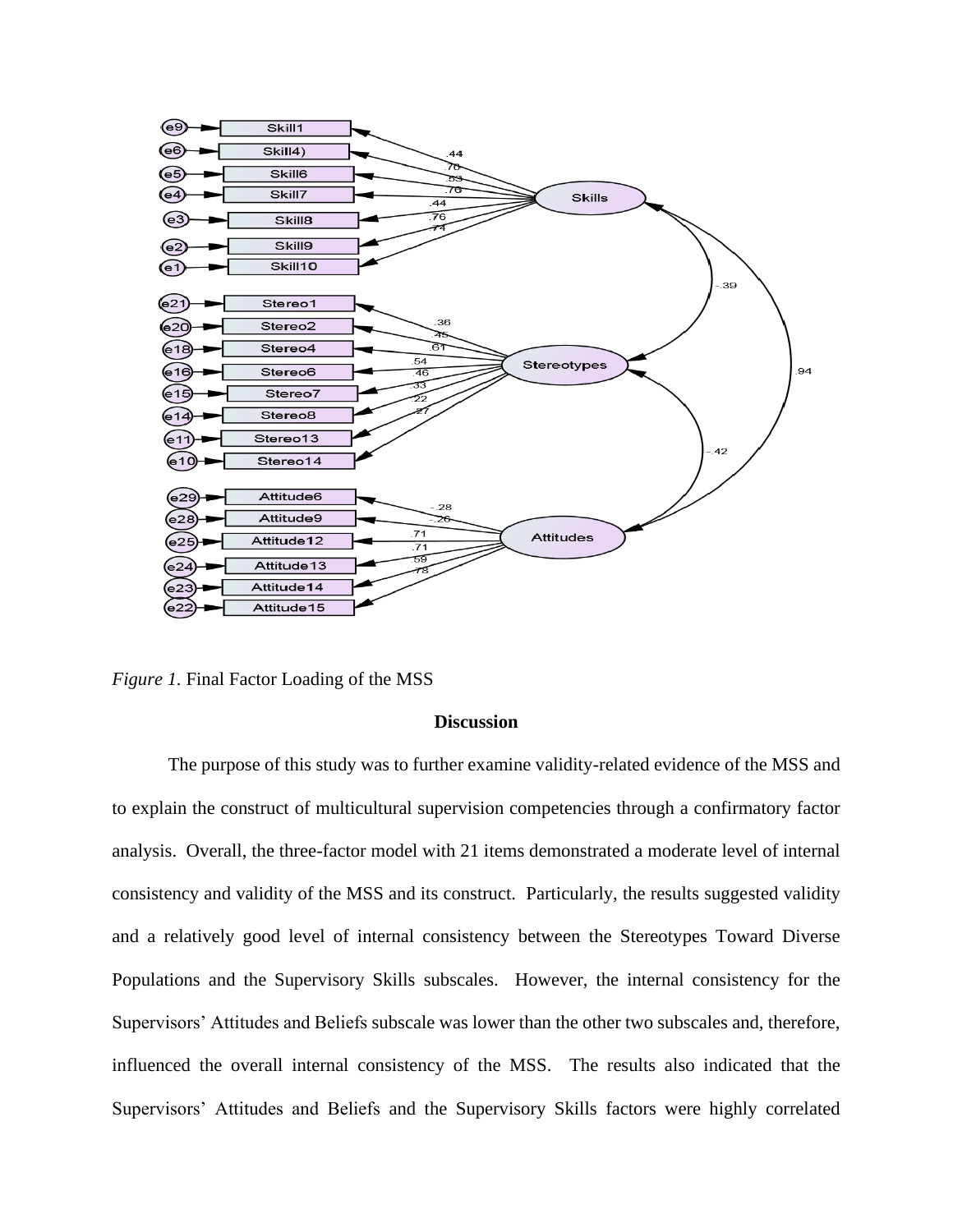*Figure 1.* Final Factor Loading of the MSS

## Discussion

The purpose of this study was to further examine validity-related evidence of the MSS and to explain the construct of multicultural supervision competencies through a confirmatory factor analysis. Overall, the three-factor model with 21 items demonstrated a moderate level of internal consistency and validity of the MSS and its construct. Particularly, the results suggested validity and a relatively good level of internal consistency between the Stereotypes Toward Diverse Populations and the Supervisory Skills subscales. However, the internal consistency for the Supervisors' Attitudes and Beliefs subscale was lower than the other two subscales and, therefore, influenced the overall internal consistency of the MSS. The results also indicated that the Supervisors' Attitudes and Beliefs and the Supervisory Skills factors were highly correlated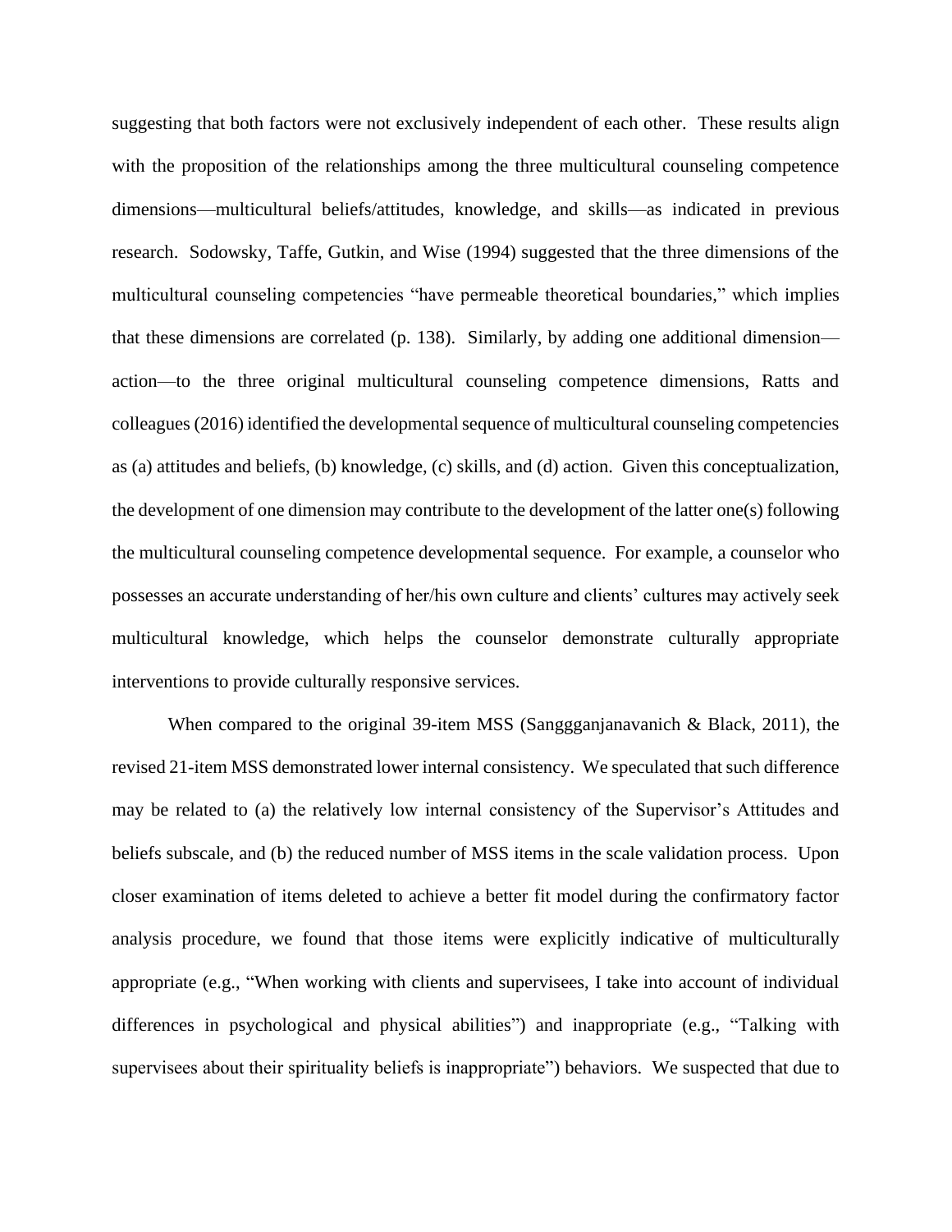suggesting that both factors were not exclusively independent of each other. These results align with the proposition of the relationships among the three multicultural counseling competence dimensions—multicultural beliefs/attitudes, knowledge, and skills—as indicated in previous research. Sodowsky, Taffe, Gutkin, and Wise (1994) suggested that the three dimensions of the multicultural counseling competencies "have permeable theoretical boundaries," which implies that these dimensions are correlated (p. 138). Similarly, by adding one additional dimension—action—to the three original multicultural counseling competence dimensions, Ratts and colleagues (2016) identified the developmental sequence of multicultural counseling competencies as (a) attitudes and beliefs, (b) knowledge, (c) skills, and (d) action. Given this conceptualization, the development of one dimension may contribute to the development of the latter one(s) following the multicultural counseling competence developmental sequence. For example, a counselor who possesses an accurate understanding of her/his own culture and clients' cultures may actively seek multicultural knowledge, which helps the counselor demonstrate culturally appropriate interventions to provide culturally responsive services.

When compared to the original 39-item MSS (Sanggganjanavanich & Black, 2011), the revised 21-item MSS demonstrated lower internal consistency. We speculated that such difference may be related to (a) the relatively low internal consistency of the Supervisor's Attitudes and beliefs subscale, and (b) the reduced number of MSS items in the scale validation process. Upon closer examination of items deleted to achieve a better fit model during the confirmatory factor analysis procedure, we found that those items were explicitly indicative of multiculturally appropriate (e.g., "When working with clients and supervisees, I take into account of individual differences in psychological and physical abilities") and inappropriate (e.g., "Talking with supervisees about their spirituality beliefs is inappropriate") behaviors. We suspected that due to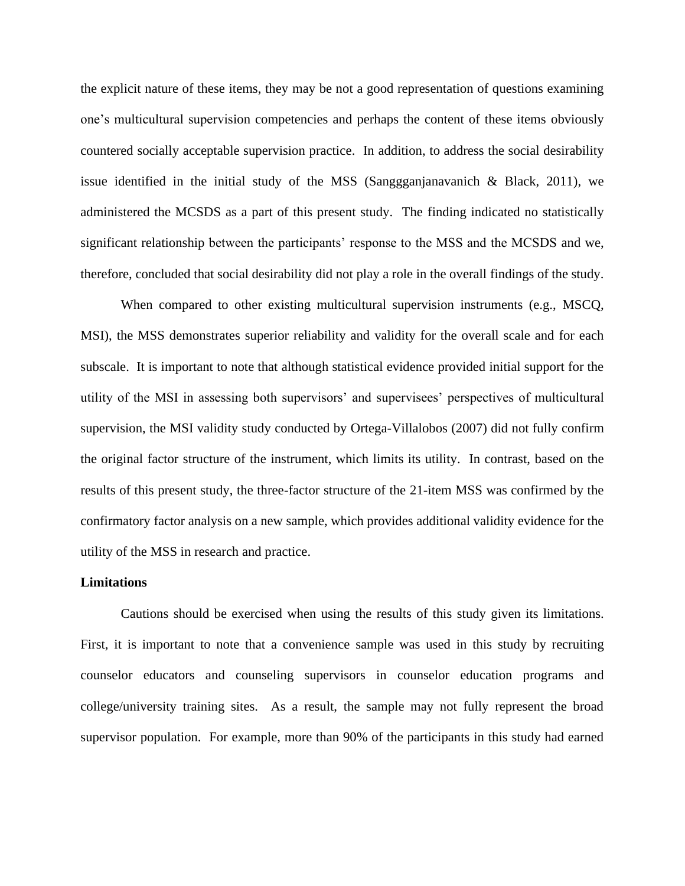the explicit nature of these items, they may be not a good representation of questions examining one's multicultural supervision competencies and perhaps the content of these items obviously countered socially acceptable supervision practice. In addition, to address the social desirability issue identified in the initial study of the MSS (Sanggganjanavanich & Black, 2011), we administered the MCSDS as a part of this present study. The finding indicated no statistically significant relationship between the participants' response to the MSS and the MCSDS and we, therefore, concluded that social desirability did not play a role in the overall findings of the study.

When compared to other existing multicultural supervision instruments (e.g., MSCQ, MSI), the MSS demonstrates superior reliability and validity for the overall scale and for each subscale. It is important to note that although statistical evidence provided initial support for the utility of the MSI in assessing both supervisors' and supervisees' perspectives of multicultural supervision, the MSI validity study conducted by Ortega-Villalobos (2007) did not fully confirm the original factor structure of the instrument, which limits its utility. In contrast, based on the results of this present study, the three-factor structure of the 21-item MSS was confirmed by the confirmatory factor analysis on a new sample, which provides additional validity evidence for the utility of the MSS in research and practice.

**Limitations**

Cautions should be exercised when using the results of this study given its limitations. First, it is important to note that a convenience sample was used in this study by recruiting counselor educators and counseling supervisors in counselor education programs and college/university training sites. As a result, the sample may not fully represent the broad supervisor population. For example, more than 90% of the participants in this study had earned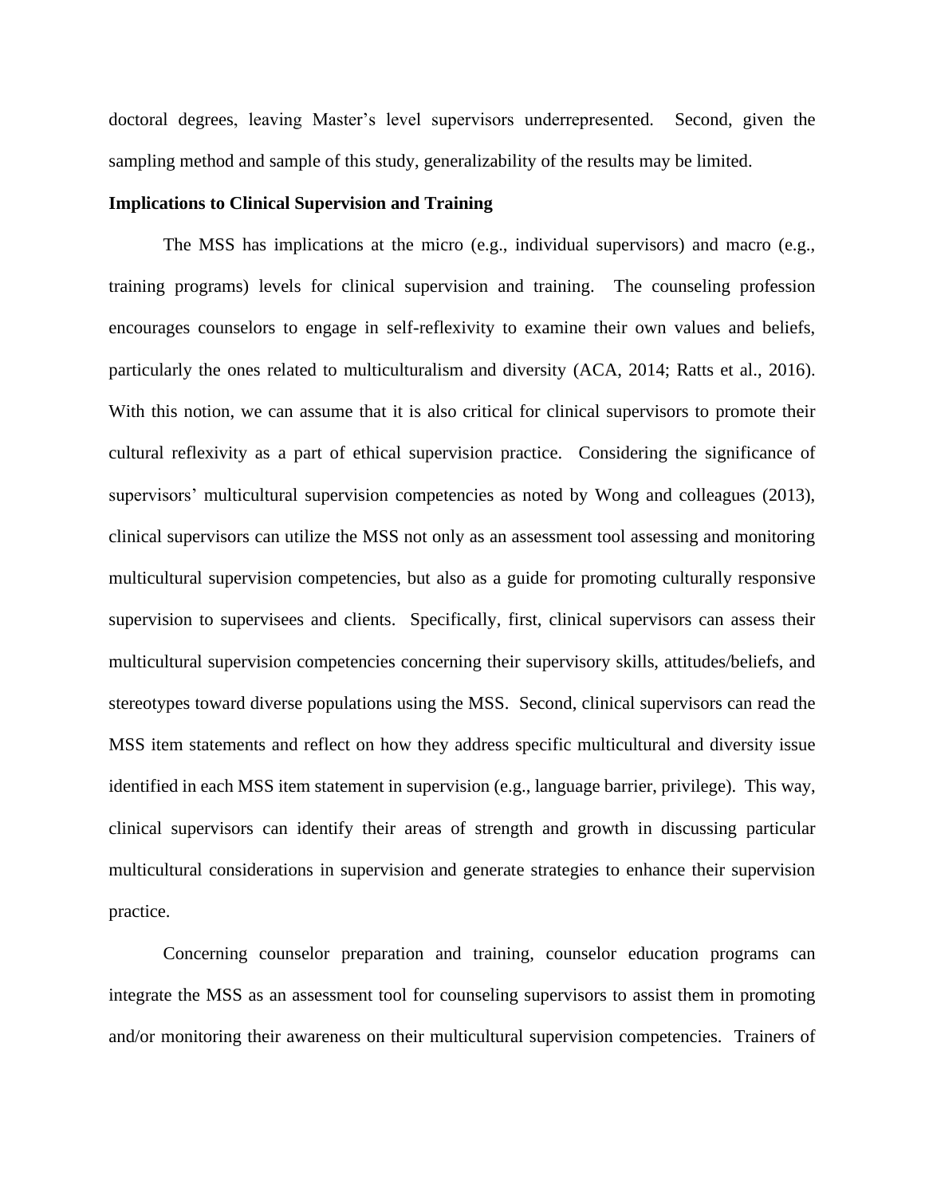doctoral degrees, leaving Master's level supervisors underrepresented. Second, given the sampling method and sample of this study, generalizability of the results may be limited.

**Implications to Clinical Supervision and Training**

The MSS has implications at the micro (e.g., individual supervisors) and macro (e.g., training programs) levels for clinical supervision and training. The counseling profession encourages counselors to engage in self-reflexivity to examine their own values and beliefs, particularly the ones related to multiculturalism and diversity (ACA, 2014; Ratts et al., 2016). With this notion, we can assume that it is also critical for clinical supervisors to promote their cultural reflexivity as a part of ethical supervision practice. Considering the significance of supervisors' multicultural supervision competencies as noted by Wong and colleagues (2013), clinical supervisors can utilize the MSS not only as an assessment tool assessing and monitoring multicultural supervision competencies, but also as a guide for promoting culturally responsive supervision to supervisees and clients. Specifically, first, clinical supervisors can assess their multicultural supervision competencies concerning their supervisory skills, attitudes/beliefs, and stereotypes toward diverse populations using the MSS. Second, clinical supervisors can read the MSS item statements and reflect on how they address specific multicultural and diversity issue identified in each MSS item statement in supervision (e.g., language barrier, privilege). This way, clinical supervisors can identify their areas of strength and growth in discussing particular multicultural considerations in supervision and generate strategies to enhance their supervision practice.

Concerning counselor preparation and training, counselor education programs can integrate the MSS as an assessment tool for counseling supervisors to assist them in promoting and/or monitoring their awareness on their multicultural supervision competencies. Trainers of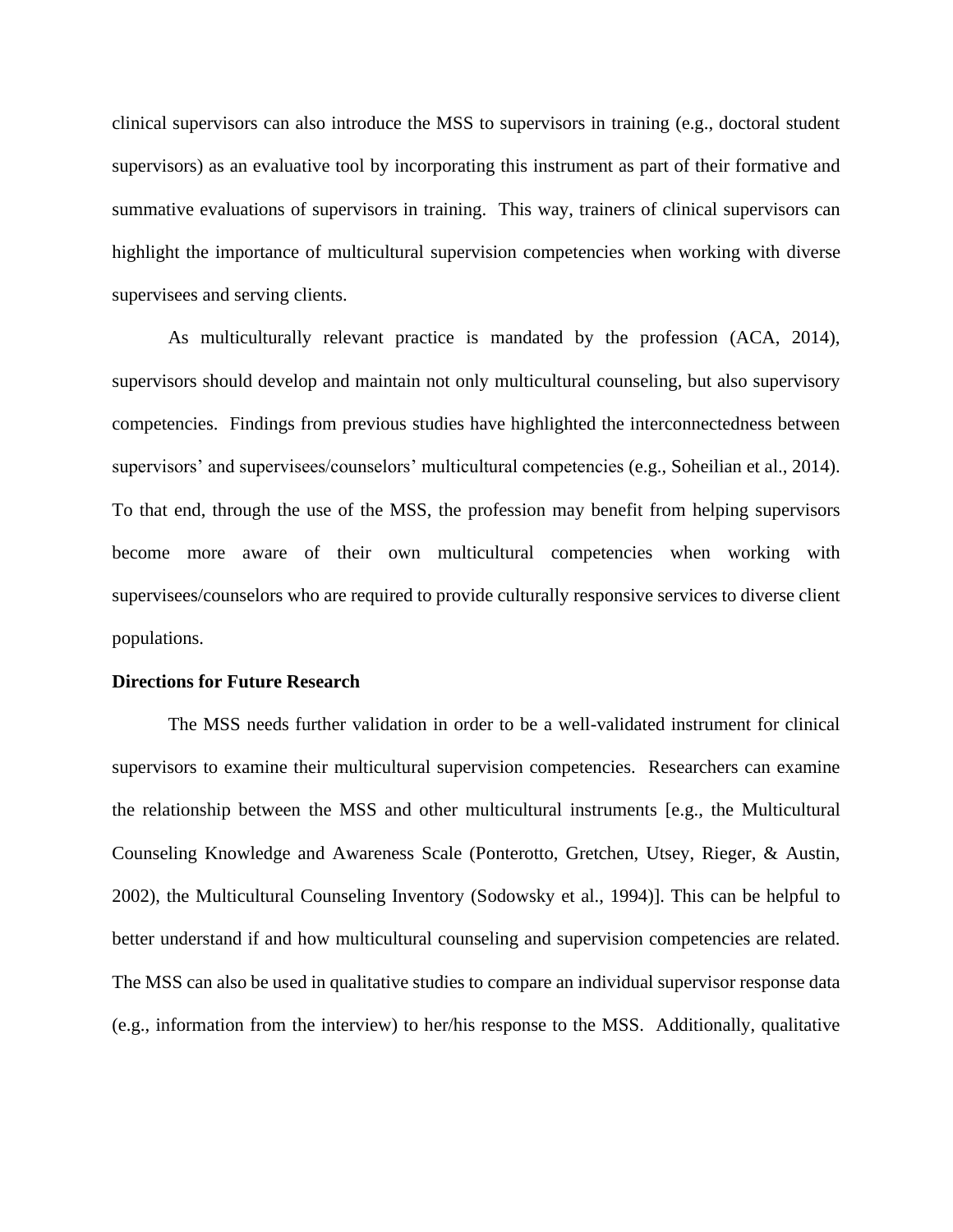clinical supervisors can also introduce the MSS to supervisors in training (e.g., doctoral student supervisors) as an evaluative tool by incorporating this instrument as part of their formative and summative evaluations of supervisors in training. This way, trainers of clinical supervisors can highlight the importance of multicultural supervision competencies when working with diverse supervisees and serving clients.

As multiculturally relevant practice is mandated by the profession (ACA, 2014), supervisors should develop and maintain not only multicultural counseling, but also supervisory competencies. Findings from previous studies have highlighted the interconnectedness between supervisors' and supervisees/counselors' multicultural competencies (e.g., Soheilian et al., 2014). To that end, through the use of the MSS, the profession may benefit from helping supervisors become more aware of their own multicultural competencies when working with supervisees/counselors who are required to provide culturally responsive services to diverse client populations.

**Directions for Future Research**

The MSS needs further validation in order to be a well-validated instrument for clinical supervisors to examine their multicultural supervision competencies. Researchers can examine the relationship between the MSS and other multicultural instruments [e.g., the Multicultural Counseling Knowledge and Awareness Scale (Ponterotto, Gretchen, Utsey, Rieger, & Austin, 2002), the Multicultural Counseling Inventory (Sodowsky et al., 1994)]. This can be helpful to better understand if and how multicultural counseling and supervision competencies are related. The MSS can also be used in qualitative studies to compare an individual supervisor response data (e.g., information from the interview) to her/his response to the MSS. Additionally, qualitative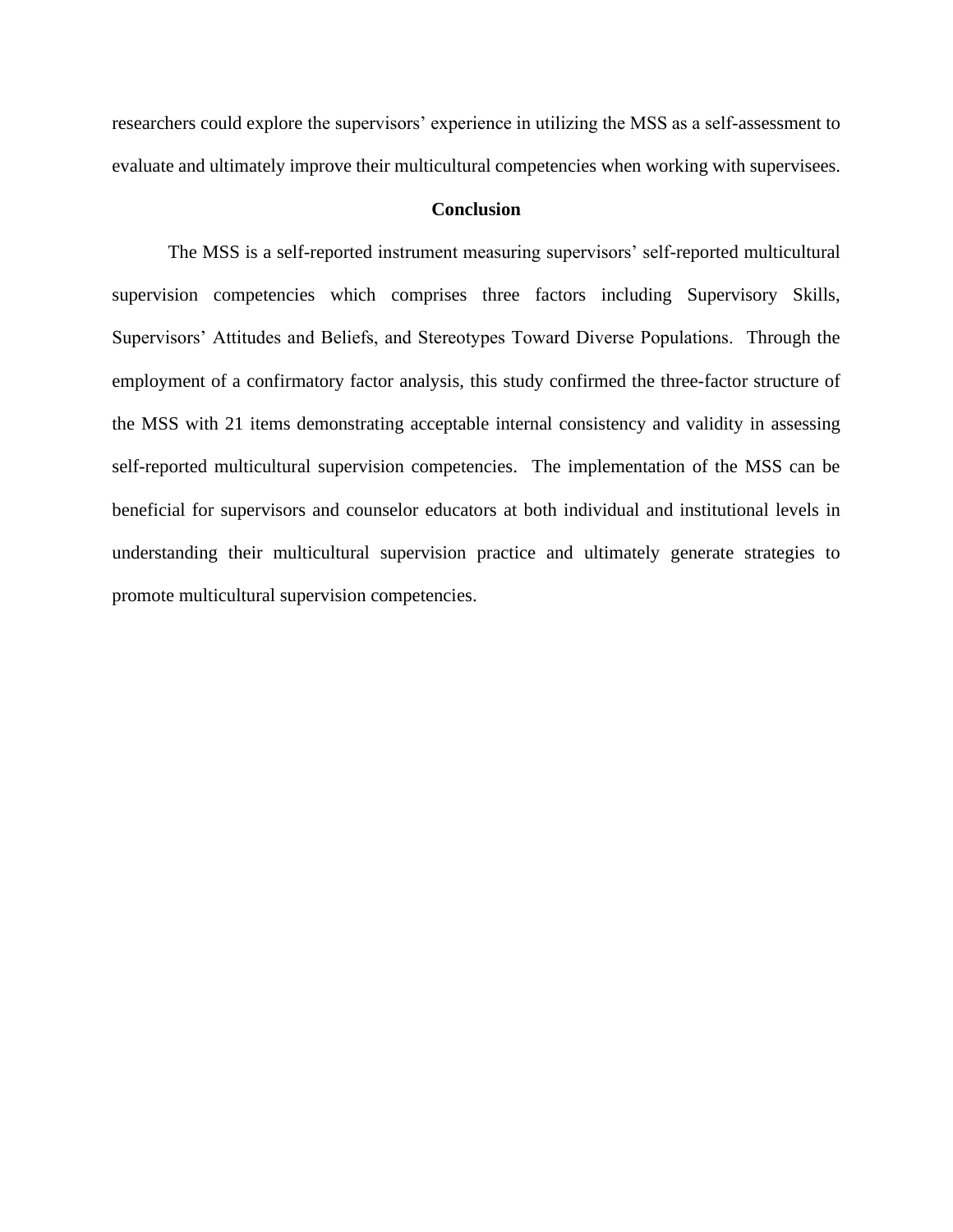researchers could explore the supervisors' experience in utilizing the MSS as a self-assessment to evaluate and ultimately improve their multicultural competencies when working with supervisees.

## Conclusion

The MSS is a self-reported instrument measuring supervisors' self-reported multicultural supervision competencies which comprises three factors including Supervisory Skills, Supervisors' Attitudes and Beliefs, and Stereotypes Toward Diverse Populations. Through the employment of a confirmatory factor analysis, this study confirmed the three-factor structure of the MSS with 21 items demonstrating acceptable internal consistency and validity in assessing self-reported multicultural supervision competencies. The implementation of the MSS can be beneficial for supervisors and counselor educators at both individual and institutional levels in understanding their multicultural supervision practice and ultimately generate strategies to promote multicultural supervision competencies.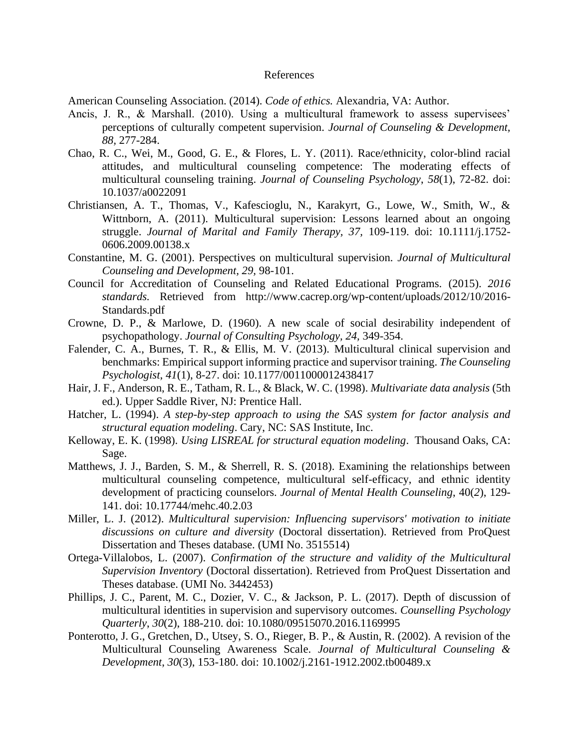# References

American Counseling Association. (2014). *Code of ethics.* Alexandria, VA: Author.

Ancis, J. R., & Marshall. (2010). Using a multicultural framework to assess supervisees' perceptions of culturally competent supervision. *Journal of Counseling & Development, 88,* 277-284.

Chao, R. C., Wei, M., Good, G. E., & Flores, L. Y. (2011). Race/ethnicity, color-blind racial attitudes, and multicultural counseling competence: The moderating effects of multicultural counseling training. *Journal of Counseling Psychology*, *58*(1), 72-82. doi: 10.1037/a0022091

Christiansen, A. T., Thomas, V., Kafescioglu, N., Karakyrt, G., Lowe, W., Smith, W., & Wittnborn, A. (2011). Multicultural supervision: Lessons learned about an ongoing struggle. *Journal of Marital and Family Therapy, 37,* 109-119. doi: 10.1111/j.1752-0606.2009.00138.x

Constantine, M. G. (2001). Perspectives on multicultural supervision. *Journal of Multicultural Counseling and Development, 29,* 98-101.

Council for Accreditation of Counseling and Related Educational Programs. (2015). *2016 standards.* Retrieved from http://www.cacrep.org/wp-content/uploads/2012/10/2016-Standards.pdf

Crowne, D. P., & Marlowe, D. (1960). A new scale of social desirability independent of psychopathology. *Journal of Consulting Psychology, 24,* 349-354.

Falender, C. A., Burnes, T. R., & Ellis, M. V. (2013). Multicultural clinical supervision and benchmarks: Empirical support informing practice and supervisor training. *The Counseling Psychologist*, *41*(1), 8-27. doi: 10.1177/0011000012438417

Hair, J. F., Anderson, R. E., Tatham, R. L., & Black, W. C. (1998). *Multivariate data analysis* (5th ed.). Upper Saddle River, NJ: Prentice Hall.

Hatcher, L. (1994). *A step-by-step approach to using the SAS system for factor analysis and structural equation modeling*. Cary, NC: SAS Institute, Inc.

Kelloway, E. K. (1998). *Using LISREAL for structural equation modeling*. Thousand Oaks, CA: Sage.

Matthews, J. J., Barden, S. M., & Sherrell, R. S. (2018). Examining the relationships between multicultural counseling competence, multicultural self-efficacy, and ethnic identity development of practicing counselors. *Journal of Mental Health Counseling,* 40(*2*), 129-141. doi: 10.17744/mehc.40.2.03

Miller, L. J. (2012). *Multicultural supervision: Influencing supervisors' motivation to initiate discussions on culture and diversity* (Doctoral dissertation). Retrieved from ProQuest Dissertation and Theses database. (UMI No. 3515514)

Ortega-Villalobos, L. (2007). *Confirmation of the structure and validity of the Multicultural Supervision Inventory* (Doctoral dissertation). Retrieved from ProQuest Dissertation and Theses database. (UMI No. 3442453)

Phillips, J. C., Parent, M. C., Dozier, V. C., & Jackson, P. L. (2017). Depth of discussion of multicultural identities in supervision and supervisory outcomes. *Counselling Psychology Quarterly*, *30*(2), 188-210. doi: 10.1080/09515070.2016.1169995

Ponterotto, J. G., Gretchen, D., Utsey, S. O., Rieger, B. P., & Austin, R. (2002). A revision of the Multicultural Counseling Awareness Scale. *Journal of Multicultural Counseling & Development*, *30*(3), 153-180. doi: 10.1002/j.2161-1912.2002.tb00489.x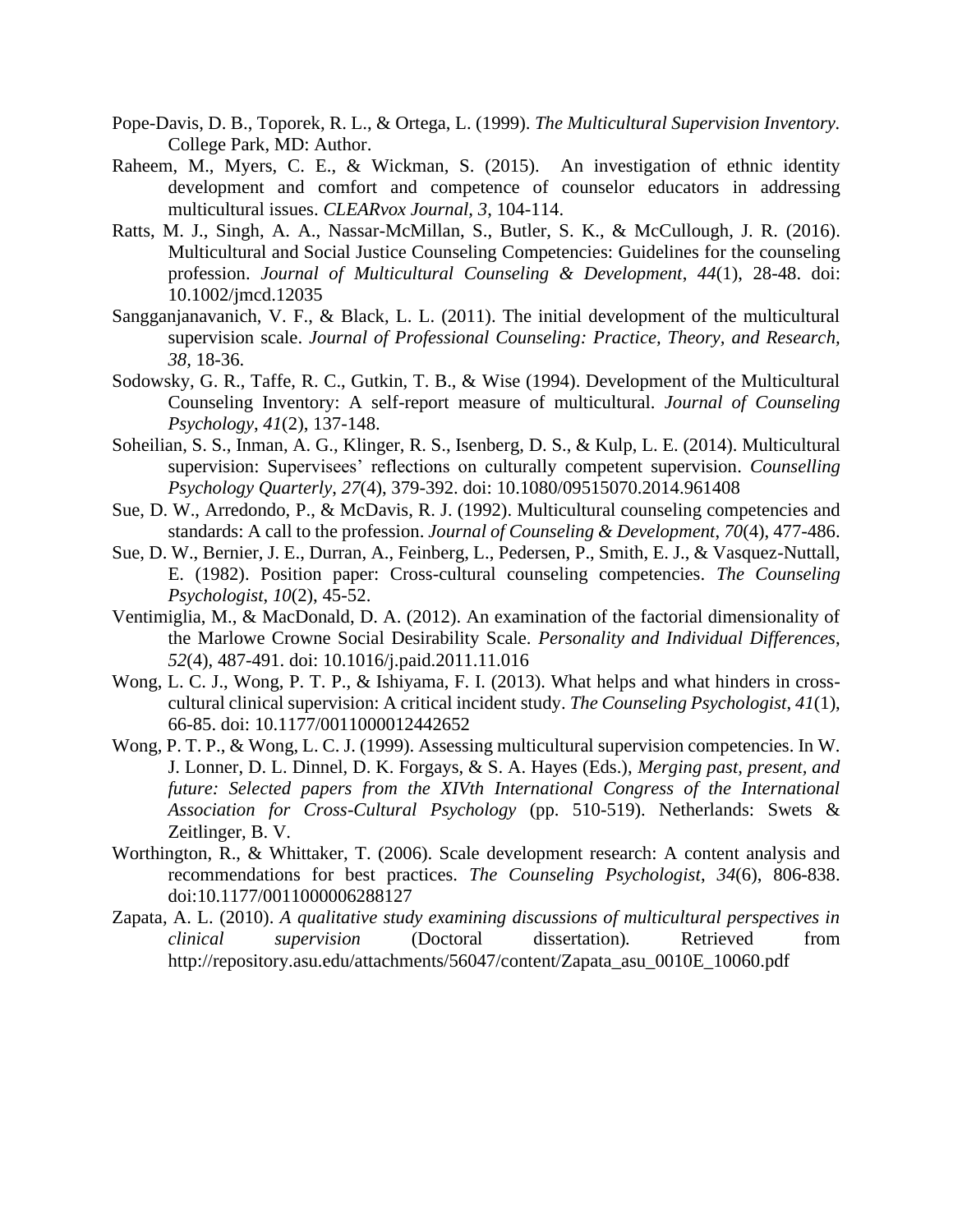Pope-Davis, D. B., Toporek, R. L., & Ortega, L. (1999). *The Multicultural Supervision Inventory*. College Park, MD: Author.

Raheem, M., Myers, C. E., & Wickman, S. (2015). An investigation of ethnic identity development and comfort and competence of counselor educators in addressing multicultural issues. *CLEARvox Journal*, *3*, 104-114.

Ratts, M. J., Singh, A. A., Nassar-McMillan, S., Butler, S. K., & McCullough, J. R. (2016). Multicultural and Social Justice Counseling Competencies: Guidelines for the counseling profession. *Journal of Multicultural Counseling & Development*, *44*(1), 28-48. doi: 10.1002/jmcd.12035

Sangganjanavanich, V. F., & Black, L. L. (2011). The initial development of the multicultural supervision scale. *Journal of Professional Counseling: Practice, Theory, and Research*, *38*, 18-36.

Sodowsky, G. R., Taffe, R. C., Gutkin, T. B., & Wise (1994). Development of the Multicultural Counseling Inventory: A self-report measure of multicultural. *Journal of Counseling Psychology*, *41*(2), 137-148.

Soheilian, S. S., Inman, A. G., Klinger, R. S., Isenberg, D. S., & Kulp, L. E. (2014). Multicultural supervision: Supervisees' reflections on culturally competent supervision. *Counselling Psychology Quarterly*, *27*(4), 379-392. doi: 10.1080/09515070.2014.961408

Sue, D. W., Arredondo, P., & McDavis, R. J. (1992). Multicultural counseling competencies and standards: A call to the profession. *Journal of Counseling & Development*, *70*(4), 477-486.

Sue, D. W., Bernier, J. E., Durran, A., Feinberg, L., Pedersen, P., Smith, E. J., & Vasquez-Nuttall, E. (1982). Position paper: Cross-cultural counseling competencies. *The Counseling Psychologist*, *10*(2), 45-52.

Ventimiglia, M., & MacDonald, D. A. (2012). An examination of the factorial dimensionality of the Marlowe Crowne Social Desirability Scale. *Personality and Individual Differences*, *52*(4), 487-491. doi: 10.1016/j.paid.2011.11.016

Wong, L. C. J., Wong, P. T. P., & Ishiyama, F. I. (2013). What helps and what hinders in cross-cultural clinical supervision: A critical incident study. *The Counseling Psychologist*, *41*(1), 66-85. doi: 10.1177/0011000012442652

Wong, P. T. P., & Wong, L. C. J. (1999). Assessing multicultural supervision competencies. In W. J. Lonner, D. L. Dinnel, D. K. Forgays, & S. A. Hayes (Eds.), *Merging past, present, and future: Selected papers from the XIVth International Congress of the International Association for Cross-Cultural Psychology* (pp. 510-519). Netherlands: Swets & Zeitlinger, B. V.

Worthington, R., & Whittaker, T. (2006). Scale development research: A content analysis and recommendations for best practices. *The Counseling Psychologist*, *34*(6), 806-838. doi:10.1177/0011000006288127

Zapata, A. L. (2010). *A qualitative study examining discussions of multicultural perspectives in clinical supervision* (Doctoral dissertation). Retrieved from http://repository.asu.edu/attachments/56047/content/Zapata_asu_0010E_10060.pdf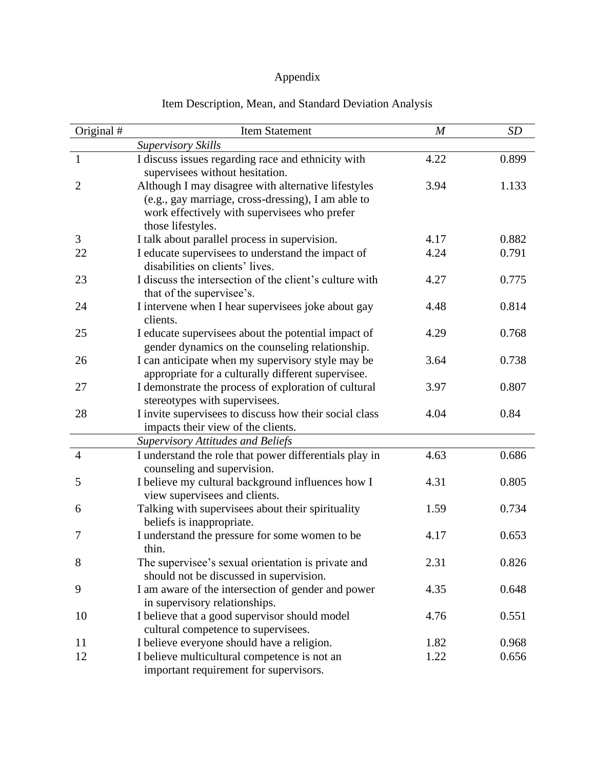# Appendix

## Item Description, Mean, and Standard Deviation Analysis

| Original # | Item Statement | *M* | *SD* |
|---|---|---|---|
| | *Supervisory Skills* | | |
| 1 | I discuss issues regarding race and ethnicity with supervisees without hesitation. | 4.22 | 0.899 |
| 2 | Although I may disagree with alternative lifestyles (e.g., gay marriage, cross-dressing), I am able to work effectively with supervisees who prefer those lifestyles. | 3.94 | 1.133 |
| 3 | I talk about parallel process in supervision. | 4.17 | 0.882 |
| 22 | I educate supervisees to understand the impact of disabilities on clients' lives. | 4.24 | 0.791 |
| 23 | I discuss the intersection of the client's culture with that of the supervisee's. | 4.27 | 0.775 |
| 24 | I intervene when I hear supervisees joke about gay clients. | 4.48 | 0.814 |
| 25 | I educate supervisees about the potential impact of gender dynamics on the counseling relationship. | 4.29 | 0.768 |
| 26 | I can anticipate when my supervisory style may be appropriate for a culturally different supervisee. | 3.64 | 0.738 |
| 27 | I demonstrate the process of exploration of cultural stereotypes with supervisees. | 3.97 | 0.807 |
| 28 | I invite supervisees to discuss how their social class impacts their view of the clients. | 4.04 | 0.84 |
| | *Supervisory Attitudes and Beliefs* | | |
| 4 | I understand the role that power differentials play in counseling and supervision. | 4.63 | 0.686 |
| 5 | I believe my cultural background influences how I view supervisees and clients. | 4.31 | 0.805 |
| 6 | Talking with supervisees about their spirituality beliefs is inappropriate. | 1.59 | 0.734 |
| 7 | I understand the pressure for some women to be thin. | 4.17 | 0.653 |
| 8 | The supervisee's sexual orientation is private and should not be discussed in supervision. | 2.31 | 0.826 |
| 9 | I am aware of the intersection of gender and power in supervisory relationships. | 4.35 | 0.648 |
| 10 | I believe that a good supervisor should model cultural competence to supervisees. | 4.76 | 0.551 |
| 11 | I believe everyone should have a religion. | 1.82 | 0.968 |
| 12 | I believe multicultural competence is not an important requirement for supervisors. | 1.22 | 0.656 |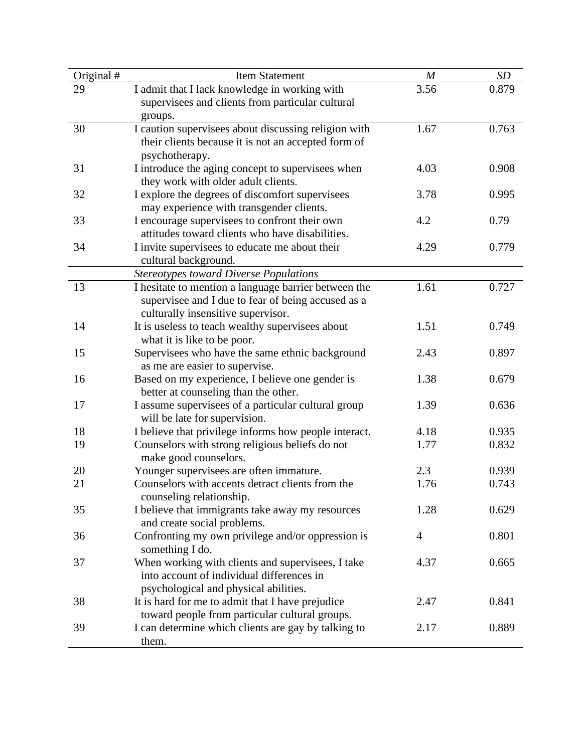| Original # | Item Statement | *M* | *SD* |
|---|---|---|---|
| 29 | I admit that I lack knowledge in working with supervisees and clients from particular cultural groups. | 3.56 | 0.879 |
| 30 | I caution supervisees about discussing religion with their clients because it is not an accepted form of psychotherapy. | 1.67 | 0.763 |
| 31 | I introduce the aging concept to supervisees when they work with older adult clients. | 4.03 | 0.908 |
| 32 | I explore the degrees of discomfort supervisees may experience with transgender clients. | 3.78 | 0.995 |
| 33 | I encourage supervisees to confront their own attitudes toward clients who have disabilities. | 4.2 | 0.79 |
| 34 | I invite supervisees to educate me about their cultural background. | 4.29 | 0.779 |
| | *Stereotypes toward Diverse Populations* | | |
| 13 | I hesitate to mention a language barrier between the supervisee and I due to fear of being accused as a culturally insensitive supervisor. | 1.61 | 0.727 |
| 14 | It is useless to teach wealthy supervisees about what it is like to be poor. | 1.51 | 0.749 |
| 15 | Supervisees who have the same ethnic background as me are easier to supervise. | 2.43 | 0.897 |
| 16 | Based on my experience, I believe one gender is better at counseling than the other. | 1.38 | 0.679 |
| 17 | I assume supervisees of a particular cultural group will be late for supervision. | 1.39 | 0.636 |
| 18 | I believe that privilege informs how people interact. | 4.18 | 0.935 |
| 19 | Counselors with strong religious beliefs do not make good counselors. | 1.77 | 0.832 |
| 20 | Younger supervisees are often immature. | 2.3 | 0.939 |
| 21 | Counselors with accents detract clients from the counseling relationship. | 1.76 | 0.743 |
| 35 | I believe that immigrants take away my resources and create social problems. | 1.28 | 0.629 |
| 36 | Confronting my own privilege and/or oppression is something I do. | 4 | 0.801 |
| 37 | When working with clients and supervisees, I take into account of individual differences in psychological and physical abilities. | 4.37 | 0.665 |
| 38 | It is hard for me to admit that I have prejudice toward people from particular cultural groups. | 2.47 | 0.841 |
| 39 | I can determine which clients are gay by talking to them. | 2.17 | 0.889 |